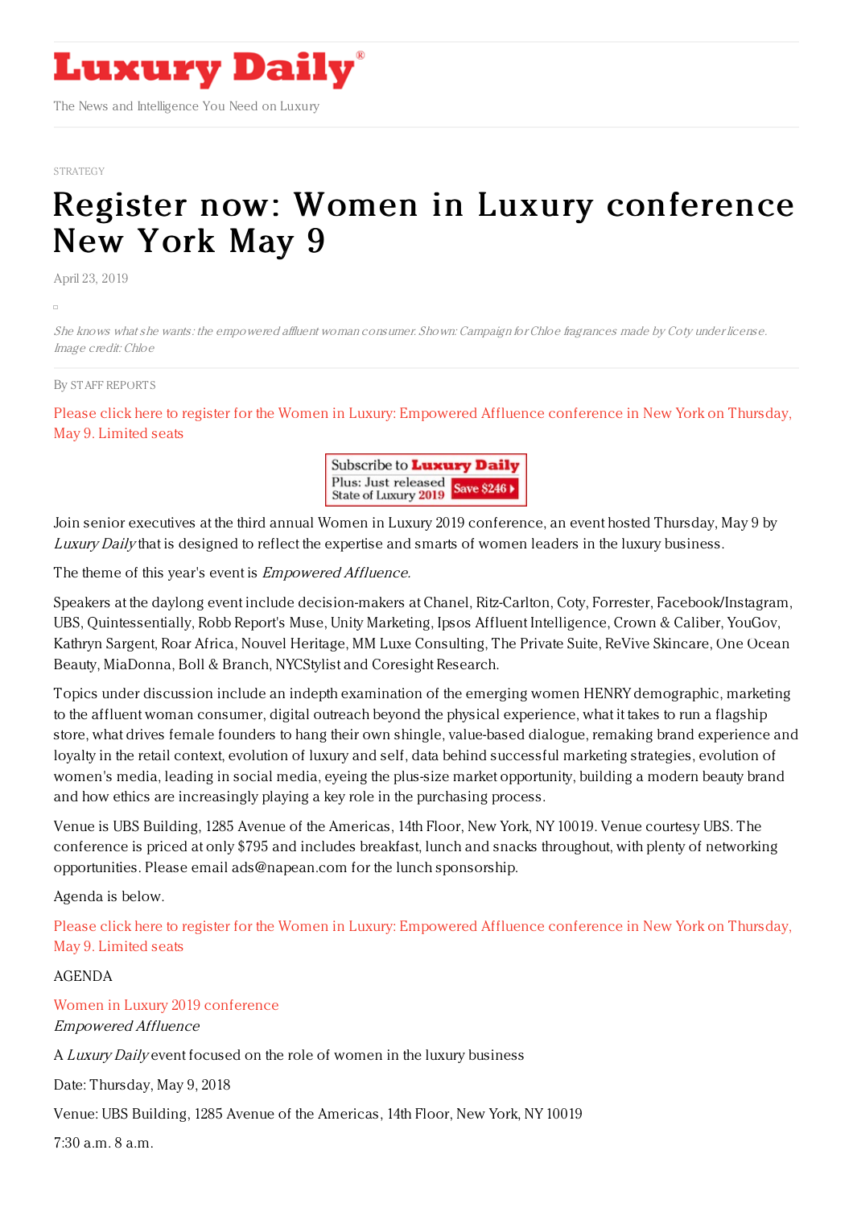STRATEGY

# Register now: Women in Luxury conference New York May 9

April 23, 2019

*She knows what she wants: the empowered affluent woman consumer. Shown: Campaign for Chloe fragrances made by Coty under license. Image credit: Chloe*

By STAFF REPORTS

Please click here to register for the Women in Luxury: Empowered Affluence conference in New York on Thursday, May 9. Limited seats

Join senior executives at the third annual Women in Luxury 2019 conference, an event hosted Thursday, May 9 by *Luxury Daily* that is designed to reflect the expertise and smarts of women leaders in the luxury business.

The theme of this year's event is *Empowered Affluence*.

Speakers at the daylong event include decision-makers at Chanel, Ritz-Carlton, Coty, Forrester, Facebook/Instagram, UBS, Quintessentially, Robb Report's Muse, Unity Marketing, Ipsos Affluent Intelligence, Crown & Caliber, YouGov, Kathryn Sargent, Roar Africa, Nouvel Heritage, MM Luxe Consulting, The Private Suite, ReVive Skincare, One Ocean Beauty, MiaDonna, Boll & Branch, NYCStylist and Coresight Research.

Topics under discussion include an indepth examination of the emerging women HENRY demographic, marketing to the affluent woman consumer, digital outreach beyond the physical experience, what it takes to run a flagship store, what drives female founders to hang their own shingle, value-based dialogue, remaking brand experience and loyalty in the retail context, evolution of luxury and self, data behind successful marketing strategies, evolution of women's media, leading in social media, eyeing the plus-size market opportunity, building a modern beauty brand and how ethics are increasingly playing a key role in the purchasing process.

Venue is UBS Building, 1285 Avenue of the Americas, 14th Floor, New York, NY 10019. Venue courtesy UBS. The conference is priced at only $795 and includes breakfast, lunch and snacks throughout, with plenty of networking opportunities. Please email ads@napean.com for the lunch sponsorship.

Agenda is below.

Please click here to register for the Women in Luxury: Empowered Affluence conference in New York on Thursday, May 9. Limited seats

AGENDA

Women in Luxury 2019 conference
*Empowered Affluence*

A *Luxury Daily* event focused on the role of women in the luxury business

Date: Thursday, May 9, 2018

Venue: UBS Building, 1285 Avenue of the Americas, 14th Floor, New York, NY 10019

7:30 a.m. 8 a.m.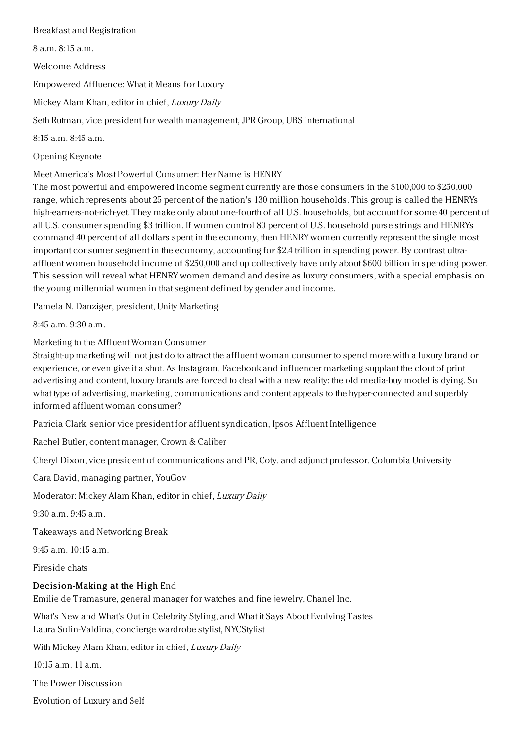Breakfast and Registration

8 a.m. 8:15 a.m.

Welcome Address

Empowered Affluence: What it Means for Luxury

Mickey Alam Khan, editor in chief, *Luxury Daily*

Seth Rutman, vice president for wealth management, JPR Group, UBS International

8:15 a.m. 8:45 a.m.

Opening Keynote

Meet America's Most Powerful Consumer: Her Name is HENRY

The most powerful and empowered income segment currently are those consumers in the $100,000 to $250,000 range, which represents about 25 percent of the nation's 130 million households. This group is called the HENRYs high-earners-not-rich-yet. They make only about one-fourth of all U.S. households, but account for some 40 percent of all U.S. consumer spending $3 trillion. If women control 80 percent of U.S. household purse strings and HENRYs command 40 percent of all dollars spent in the economy, then HENRY women currently represent the single most important consumer segment in the economy, accounting for $2.4 trillion in spending power. By contrast ultra-affluent women household income of $250,000 and up collectively have only about $600 billion in spending power. This session will reveal what HENRY women demand and desire as luxury consumers, with a special emphasis on the young millennial women in that segment defined by gender and income.

Pamela N. Danziger, president, Unity Marketing

8:45 a.m. 9:30 a.m.

Marketing to the Affluent Woman Consumer

Straight-up marketing will not just do to attract the affluent woman consumer to spend more with a luxury brand or experience, or even give it a shot. As Instagram, Facebook and influencer marketing supplant the clout of print advertising and content, luxury brands are forced to deal with a new reality: the old media-buy model is dying. So what type of advertising, marketing, communications and content appeals to the hyper-connected and superbly informed affluent woman consumer?

Patricia Clark, senior vice president for affluent syndication, Ipsos Affluent Intelligence

Rachel Butler, content manager, Crown & Caliber

Cheryl Dixon, vice president of communications and PR, Coty, and adjunct professor, Columbia University

Cara David, managing partner, YouGov

Moderator: Mickey Alam Khan, editor in chief, *Luxury Daily*

9:30 a.m. 9:45 a.m.

Takeaways and Networking Break

9:45 a.m. 10:15 a.m.

Fireside chats

**Decision-Making at the High** End

Emilie de Tramasure, general manager for watches and fine jewelry, Chanel Inc.

What's New and What's Out in Celebrity Styling, and What it Says About Evolving Tastes

Laura Solin-Valdina, concierge wardrobe stylist, NYCStylist

With Mickey Alam Khan, editor in chief, *Luxury Daily*

10:15 a.m. 11 a.m.

The Power Discussion

Evolution of Luxury and Self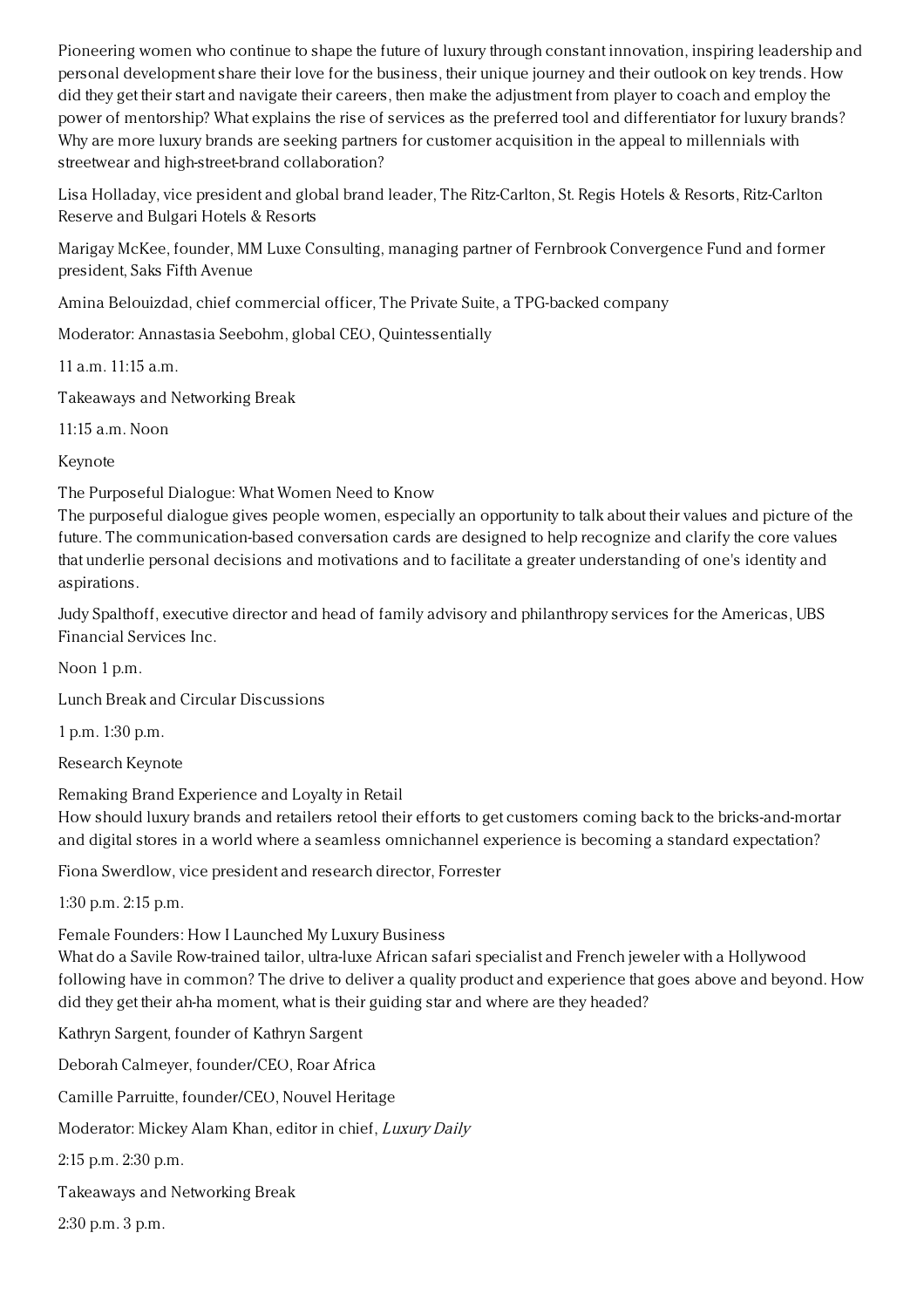Pioneering women who continue to shape the future of luxury through constant innovation, inspiring leadership and personal development share their love for the business, their unique journey and their outlook on key trends. How did they get their start and navigate their careers, then make the adjustment from player to coach and employ the power of mentorship? What explains the rise of services as the preferred tool and differentiator for luxury brands? Why are more luxury brands are seeking partners for customer acquisition in the appeal to millennials with streetwear and high-street-brand collaboration?

Lisa Holladay, vice president and global brand leader, The Ritz-Carlton, St. Regis Hotels & Resorts, Ritz-Carlton Reserve and Bulgari Hotels & Resorts

Marigay McKee, founder, MM Luxe Consulting, managing partner of Fernbrook Convergence Fund and former president, Saks Fifth Avenue

Amina Belouizdad, chief commercial officer, The Private Suite, a TPG-backed company

Moderator: Annastasia Seebohm, global CEO, Quintessentially

11 a.m. 11:15 a.m.

Takeaways and Networking Break

11:15 a.m. Noon

Keynote

The Purposeful Dialogue: What Women Need to Know
The purposeful dialogue gives people women, especially an opportunity to talk about their values and picture of the future. The communication-based conversation cards are designed to help recognize and clarify the core values that underlie personal decisions and motivations and to facilitate a greater understanding of one's identity and aspirations.

Judy Spalthoff, executive director and head of family advisory and philanthropy services for the Americas, UBS Financial Services Inc.

Noon 1 p.m.

Lunch Break and Circular Discussions

1 p.m. 1:30 p.m.

Research Keynote

Remaking Brand Experience and Loyalty in Retail
How should luxury brands and retailers retool their efforts to get customers coming back to the bricks-and-mortar and digital stores in a world where a seamless omnichannel experience is becoming a standard expectation?

Fiona Swerdlow, vice president and research director, Forrester

1:30 p.m. 2:15 p.m.

Female Founders: How I Launched My Luxury Business
What do a Savile Row-trained tailor, ultra-luxe African safari specialist and French jeweler with a Hollywood following have in common? The drive to deliver a quality product and experience that goes above and beyond. How did they get their ah-ha moment, what is their guiding star and where are they headed?

Kathryn Sargent, founder of Kathryn Sargent

Deborah Calmeyer, founder/CEO, Roar Africa

Camille Parruitte, founder/CEO, Nouvel Heritage

Moderator: Mickey Alam Khan, editor in chief, *Luxury Daily*

2:15 p.m. 2:30 p.m.

Takeaways and Networking Break

2:30 p.m. 3 p.m.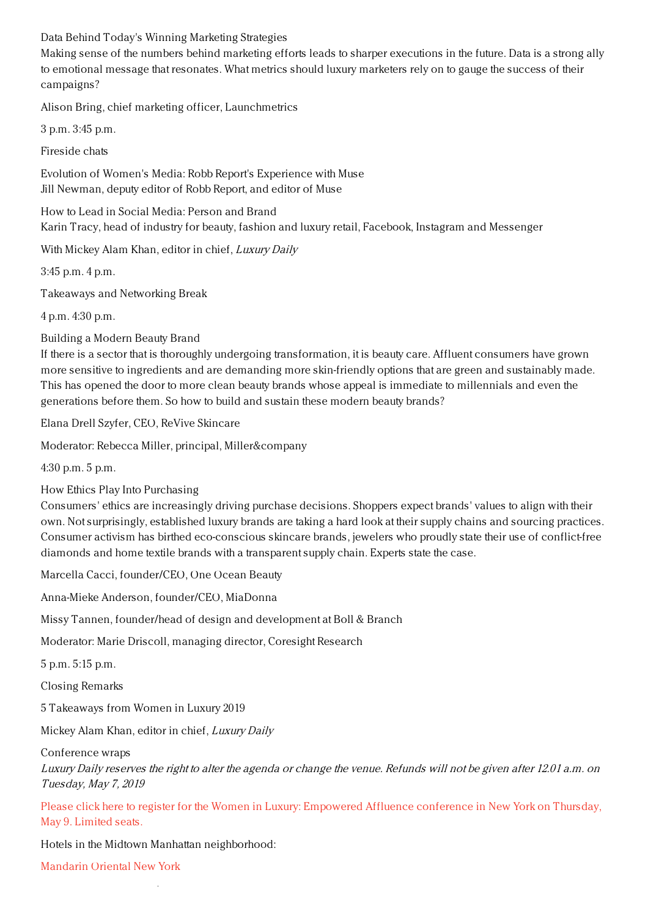Data Behind Today's Winning Marketing Strategies
Making sense of the numbers behind marketing efforts leads to sharper executions in the future. Data is a strong ally to emotional message that resonates. What metrics should luxury marketers rely on to gauge the success of their campaigns?

Alison Bring, chief marketing officer, Launchmetrics

3 p.m. 3:45 p.m.

Fireside chats

Evolution of Women's Media: Robb Report's Experience with Muse
Jill Newman, deputy editor of Robb Report, and editor of Muse

How to Lead in Social Media: Person and Brand
Karin Tracy, head of industry for beauty, fashion and luxury retail, Facebook, Instagram and Messenger

With Mickey Alam Khan, editor in chief, *Luxury Daily*

3:45 p.m. 4 p.m.

Takeaways and Networking Break

4 p.m. 4:30 p.m.

Building a Modern Beauty Brand
If there is a sector that is thoroughly undergoing transformation, it is beauty care. Affluent consumers have grown more sensitive to ingredients and are demanding more skin-friendly options that are green and sustainably made. This has opened the door to more clean beauty brands whose appeal is immediate to millennials and even the generations before them. So how to build and sustain these modern beauty brands?

Elana Drell Szyfer, CEO, ReVive Skincare

Moderator: Rebecca Miller, principal, Miller&company

4:30 p.m. 5 p.m.

How Ethics Play Into Purchasing
Consumers' ethics are increasingly driving purchase decisions. Shoppers expect brands' values to align with their own. Not surprisingly, established luxury brands are taking a hard look at their supply chains and sourcing practices. Consumer activism has birthed eco-conscious skincare brands, jewelers who proudly state their use of conflict-free diamonds and home textile brands with a transparent supply chain. Experts state the case.

Marcella Cacci, founder/CEO, One Ocean Beauty

Anna-Mieke Anderson, founder/CEO, MiaDonna

Missy Tannen, founder/head of design and development at Boll & Branch

Moderator: Marie Driscoll, managing director, Coresight Research

5 p.m. 5:15 p.m.

Closing Remarks

5 Takeaways from Women in Luxury 2019

Mickey Alam Khan, editor in chief, *Luxury Daily*

Conference wraps
*Luxury Daily reserves the right to alter the agenda or change the venue. Refunds will not be given after 12.01 a.m. on Tuesday, May 7, 2019*

Please click here to register for the Women in Luxury: Empowered Affluence conference in New York on Thursday, May 9. Limited seats.

Hotels in the Midtown Manhattan neighborhood:

Mandarin Oriental New York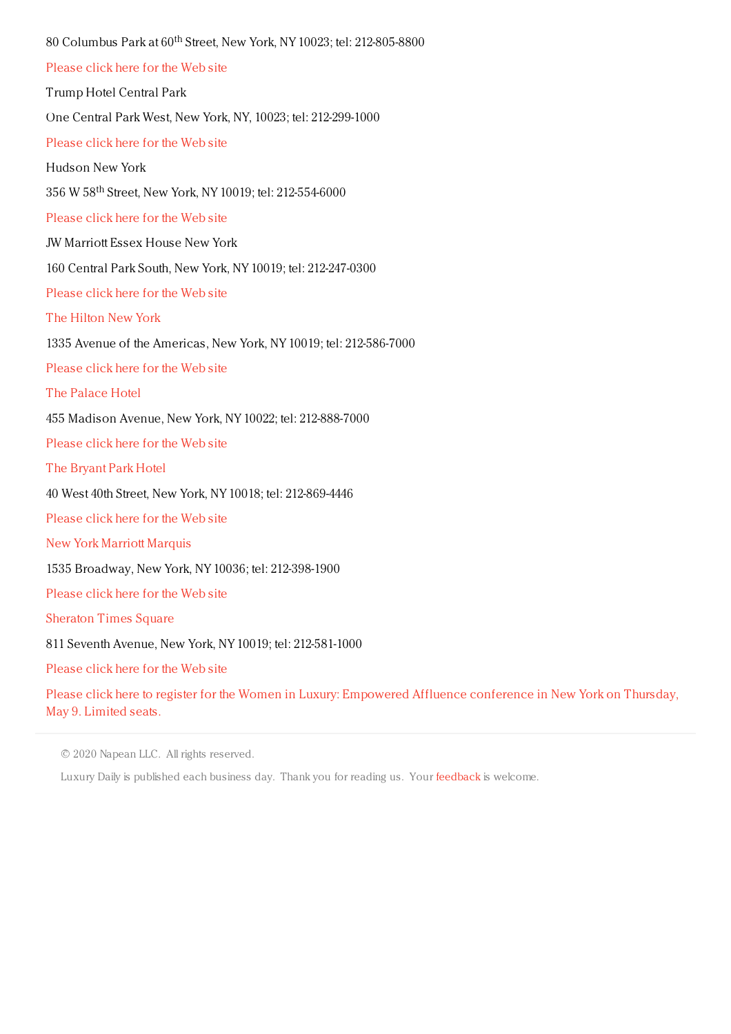80 Columbus Park at 60th Street, New York, NY 10023; tel: 212-805-8800

Please click here for the Web site

Trump Hotel Central Park

One Central Park West, New York, NY, 10023; tel: 212-299-1000

Please click here for the Web site

Hudson New York

356 W 58th Street, New York, NY 10019; tel: 212-554-6000

Please click here for the Web site

JW Marriott Essex House New York

160 Central Park South, New York, NY 10019; tel: 212-247-0300

Please click here for the Web site

The Hilton New York

1335 Avenue of the Americas, New York, NY 10019; tel: 212-586-7000

Please click here for the Web site

The Palace Hotel

455 Madison Avenue, New York, NY 10022; tel: 212-888-7000

Please click here for the Web site

The Bryant Park Hotel

40 West 40th Street, New York, NY 10018; tel: 212-869-4446

Please click here for the Web site

New York Marriott Marquis

1535 Broadway, New York, NY 10036; tel: 212-398-1900

Please click here for the Web site

Sheraton Times Square

811 Seventh Avenue, New York, NY 10019; tel: 212-581-1000

Please click here for the Web site

Please click here to register for the Women in Luxury: Empowered Affluence conference in New York on Thursday, May 9. Limited seats.

---

© 2020 Napean LLC. All rights reserved.

Luxury Daily is published each business day. Thank you for reading us. Your feedback is welcome.